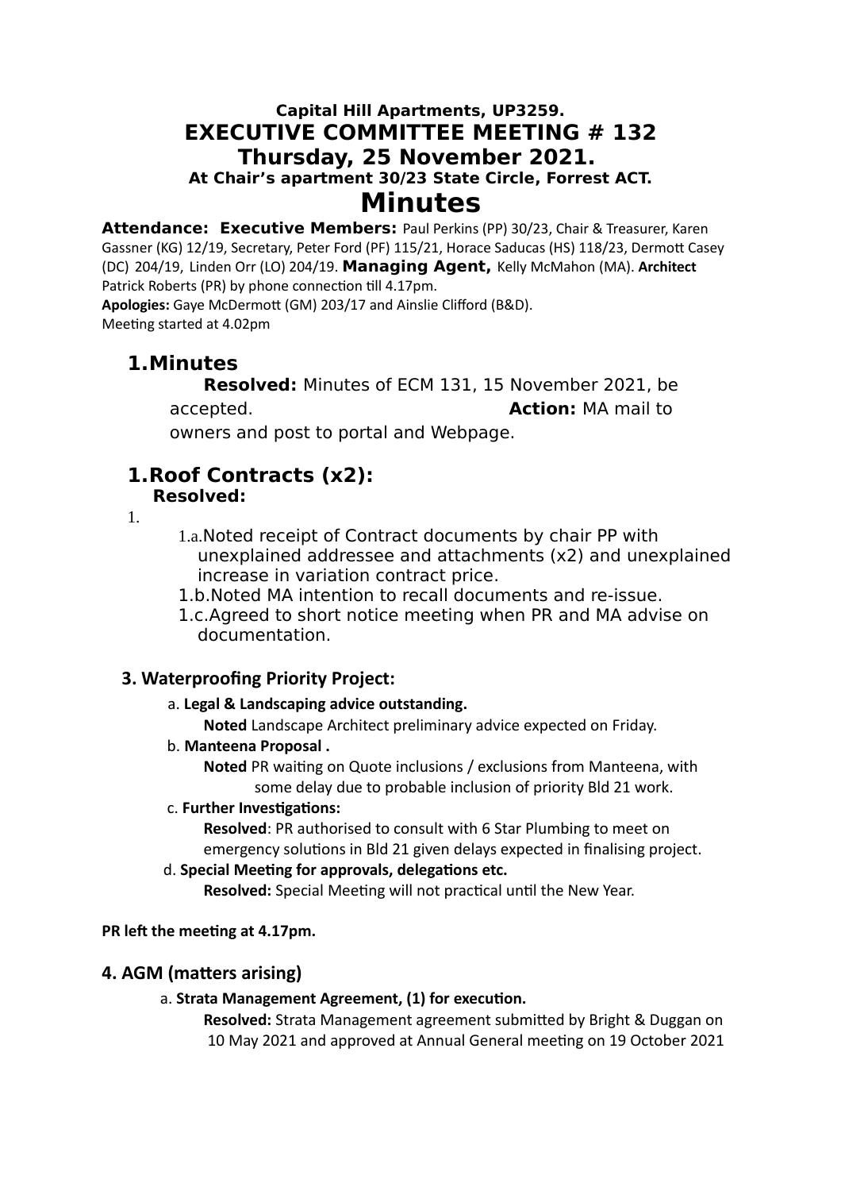**Capital Hill Apartments, UP3259.**

# EXECUTIVE COMMITTEE MEETING # 132

## Thursday, 25 November 2021.

**At Chair's apartment 30/23 State Circle, Forrest ACT.**

# Minutes

**Attendance: Executive Members:** Paul Perkins (PP) 30/23, Chair & Treasurer, Karen Gassner (KG) 12/19, Secretary, Peter Ford (PF) 115/21, Horace Saducas (HS) 118/23, Dermott Casey (DC) 204/19, Linden Orr (LO) 204/19. **Managing Agent,** Kelly McMahon (MA). **Architect** Patrick Roberts (PR) by phone connection till 4.17pm.

**Apologies:** Gaye McDermott (GM) 203/17 and Ainslie Clifford (B&D).

Meeting started at 4.02pm

## 1. Minutes

**Resolved:** Minutes of ECM 131, 15 November 2021, be accepted. **Action:** MA mail to owners and post to portal and Webpage.

## 1. Roof Contracts (x2):

**Resolved:**

1.

- 1.a. Noted receipt of Contract documents by chair PP with unexplained addressee and attachments (x2) and unexplained increase in variation contract price.
- 1.b. Noted MA intention to recall documents and re-issue.
- 1.c. Agreed to short notice meeting when PR and MA advise on documentation.

## 3. Waterproofing Priority Project:

a. **Legal & Landscaping advice outstanding.**

**Noted** Landscape Architect preliminary advice expected on Friday.

b. **Manteena Proposal .**

**Noted** PR waiting on Quote inclusions / exclusions from Manteena, with some delay due to probable inclusion of priority Bld 21 work.

c. **Further Investigations:**

**Resolved**: PR authorised to consult with 6 Star Plumbing to meet on emergency solutions in Bld 21 given delays expected in finalising project.

d. **Special Meeting for approvals, delegations etc.**

**Resolved:** Special Meeting will not practical until the New Year.

**PR left the meeting at 4.17pm.**

## 4. AGM (matters arising)

a. **Strata Management Agreement, (1) for execution.**

**Resolved:** Strata Management agreement submitted by Bright & Duggan on 10 May 2021 and approved at Annual General meeting on 19 October 2021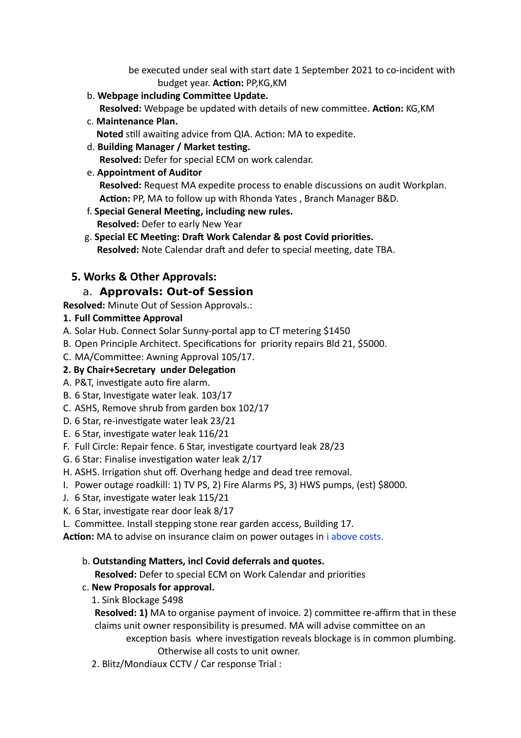be executed under seal with start date 1 September 2021 to co-incident with budget year. **Action:** PP,KG,KM

b. **Webpage including Committee Update.**
   **Resolved:** Webpage be updated with details of new committee. **Action:** KG,KM

c. **Maintenance Plan.**
   **Noted** still awaiting advice from QIA. Action: MA to expedite.

d. **Building Manager / Market testing.**
   **Resolved:** Defer for special ECM on work calendar.

e. **Appointment of Auditor**
   **Resolved:** Request MA expedite process to enable discussions on audit Workplan.
   **Action:** PP, MA to follow up with Rhonda Yates , Branch Manager B&D.

f. **Special General Meeting, including new rules.**
   **Resolved:** Defer to early New Year

g. **Special EC Meeting: Draft Work Calendar & post Covid priorities.**
   **Resolved:** Note Calendar draft and defer to special meeting, date TBA.

## 5. Works & Other Approvals:

### a. Approvals: Out-of Session

**Resolved:** Minute Out of Session Approvals.:

**1. Full Committee Approval**

A. Solar Hub. Connect Solar Sunny-portal app to CT metering $1450
B. Open Principle Architect. Specifications for priority repairs Bld 21, $5000.
C. MA/Committee: Awning Approval 105/17.

**2. By Chair+Secretary under Delegation**

A. P&T, investigate auto fire alarm.
B. 6 Star, Investigate water leak. 103/17
C. ASHS, Remove shrub from garden box 102/17
D. 6 Star, re-investigate water leak 23/21
E. 6 Star, investigate water leak 116/21
F. Full Circle: Repair fence. 6 Star, investigate courtyard leak 28/23
G. 6 Star: Finalise investigation water leak 2/17
H. ASHS. Irrigation shut off. Overhang hedge and dead tree removal.
I. Power outage roadkill: 1) TV PS, 2) Fire Alarms PS, 3) HWS pumps, (est) $8000.
J. 6 Star, investigate water leak 115/21
K. 6 Star, investigate rear door leak 8/17
L. Committee. Install stepping stone rear garden access, Building 17.

**Action:** MA to advise on insurance claim on power outages in i above costs.

b. **Outstanding Matters, incl Covid deferrals and quotes.**
   **Resolved:** Defer to special ECM on Work Calendar and priorities

c. **New Proposals for approval.**

   1. Sink Blockage $498
      **Resolved: 1)** MA to organise payment of invoice. 2) committee re-affirm that in these claims unit owner responsibility is presumed. MA will advise committee on an exception basis where investigation reveals blockage is in common plumbing. Otherwise all costs to unit owner.
   2. Blitz/Mondiaux CCTV / Car response Trial :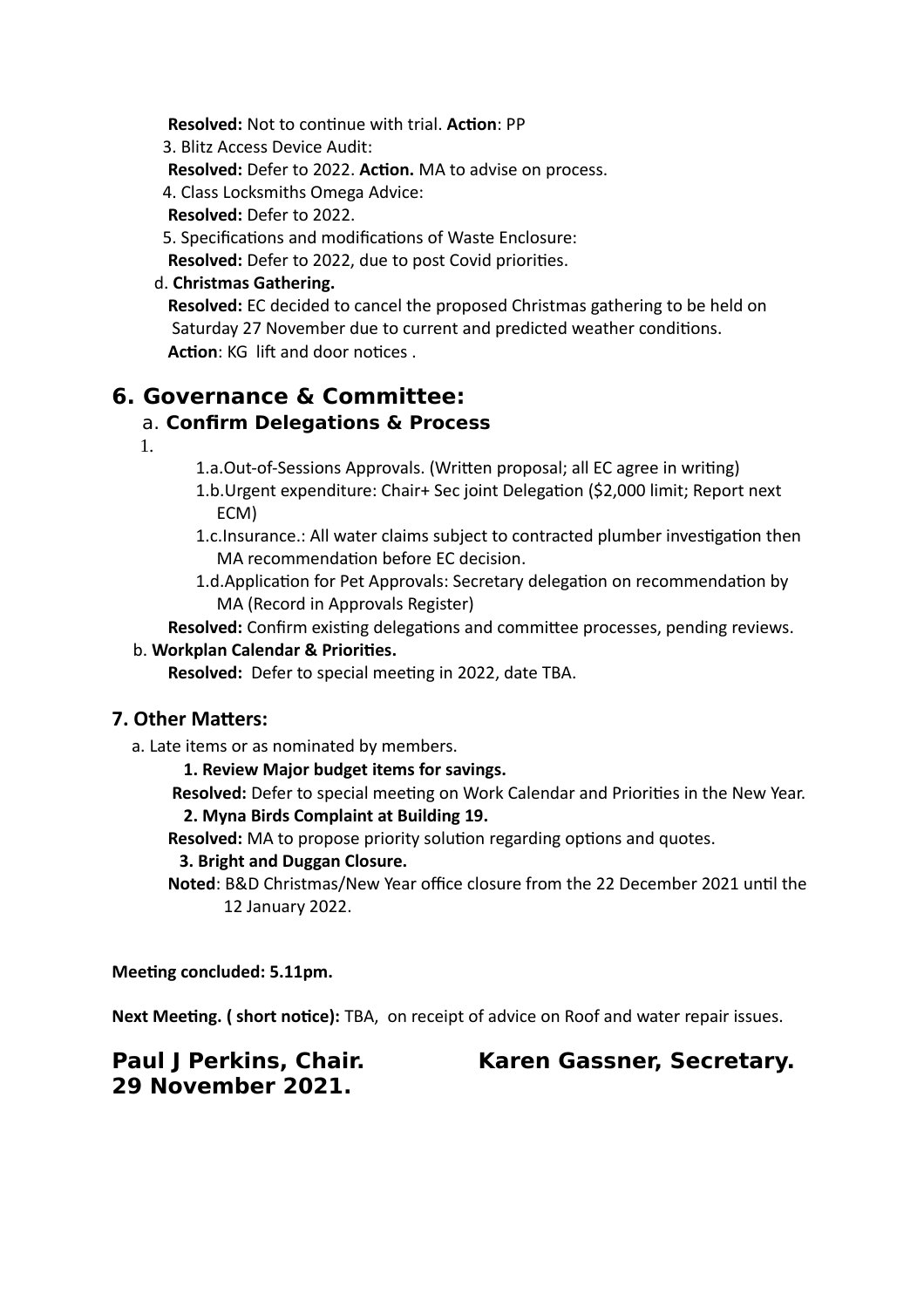**Resolved:** Not to continue with trial. **Action**: PP

3. Blitz Access Device Audit:

**Resolved:** Defer to 2022. **Action.** MA to advise on process.

4. Class Locksmiths Omega Advice:

**Resolved:** Defer to 2022.

5. Specifications and modifications of Waste Enclosure:

**Resolved:** Defer to 2022, due to post Covid priorities.

d. **Christmas Gathering.**

**Resolved:** EC decided to cancel the proposed Christmas gathering to be held on Saturday 27 November due to current and predicted weather conditions.
**Action**: KG lift and door notices .

## 6. Governance & Committee:

### a. Confirm Delegations & Process

1.

- 1.a.Out-of-Sessions Approvals. (Written proposal; all EC agree in writing)
- 1.b.Urgent expenditure: Chair+ Sec joint Delegation ($2,000 limit; Report next ECM)
- 1.c.Insurance.: All water claims subject to contracted plumber investigation then MA recommendation before EC decision.
- 1.d.Application for Pet Approvals: Secretary delegation on recommendation by MA (Record in Approvals Register)

**Resolved:** Confirm existing delegations and committee processes, pending reviews.

b. **Workplan Calendar & Priorities.**

**Resolved:** Defer to special meeting in 2022, date TBA.

### 7. Other Matters:

a. Late items or as nominated by members.

**1. Review Major budget items for savings.**

**Resolved:** Defer to special meeting on Work Calendar and Priorities in the New Year.

**2. Myna Birds Complaint at Building 19.**

**Resolved:** MA to propose priority solution regarding options and quotes.

**3. Bright and Duggan Closure.**

**Noted**: B&D Christmas/New Year office closure from the 22 December 2021 until the 12 January 2022.

**Meeting concluded: 5.11pm.**

**Next Meeting. ( short notice):** TBA, on receipt of advice on Roof and water repair issues.

**Paul J Perkins, Chair.** **Karen Gassner, Secretary.**
**29 November 2021.**